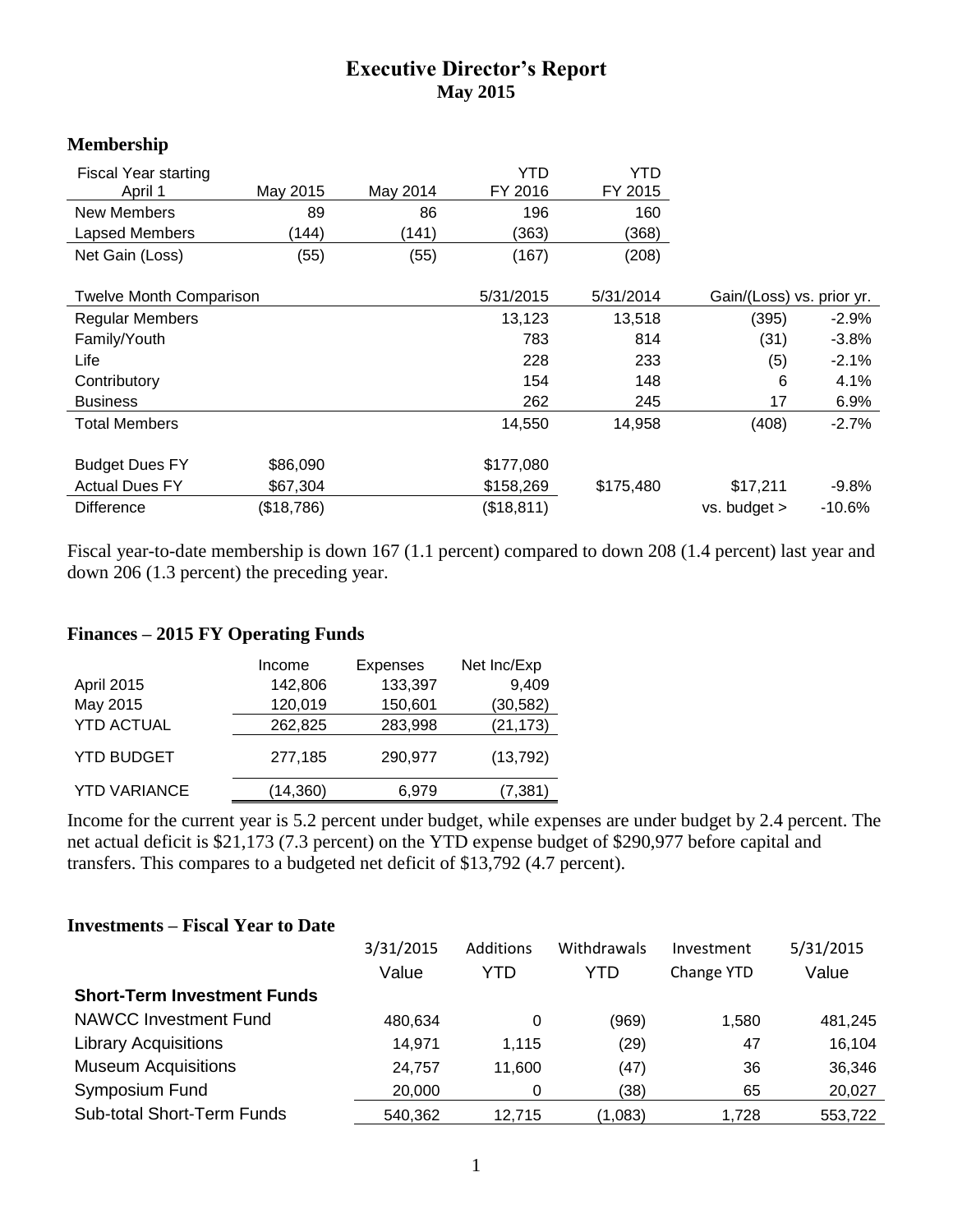# Executive Director's Report

## May 2015

### Membership

| Fiscal Year starting April 1 | May 2015 | May 2014 | YTD FY 2016 | YTD FY 2015 | | |
|---|---|---|---|---|---|---|
| New Members | 89 | 86 | 196 | 160 | | |
| Lapsed Members | (144) | (141) | (363) | (368) | | |
| Net Gain (Loss) | (55) | (55) | (167) | (208) | | |
| | | | | | | |
| **Twelve Month Comparison** | | | 5/31/2015 | 5/31/2014 | Gain/(Loss) vs. prior yr. | |
| Regular Members | | | 13,123 | 13,518 | (395) | -2.9% |
| Family/Youth | | | 783 | 814 | (31) | -3.8% |
| Life | | | 228 | 233 | (5) | -2.1% |
| Contributory | | | 154 | 148 | 6 | 4.1% |
| Business | | | 262 | 245 | 17 | 6.9% |
| Total Members | | | 14,550 | 14,958 | (408) | -2.7% |
| | | | | | | |
| Budget Dues FY | $86,090 | | $177,080 | | | |
| Actual Dues FY | $67,304 | | $158,269 | $175,480 | $17,211 | -9.8% |
| Difference | ($18,786) | | ($18,811) | | vs. budget > | -10.6% |

Fiscal year-to-date membership is down 167 (1.1 percent) compared to down 208 (1.4 percent) last year and down 206 (1.3 percent) the preceding year.

### Finances – 2015 FY Operating Funds

| | Income | Expenses | Net Inc/Exp |
|---|---|---|---|
| April 2015 | 142,806 | 133,397 | 9,409 |
| May 2015 | 120,019 | 150,601 | (30,582) |
| YTD ACTUAL | 262,825 | 283,998 | (21,173) |
| YTD BUDGET | 277,185 | 290,977 | (13,792) |
| YTD VARIANCE | (14,360) | 6,979 | (7,381) |

Income for the current year is 5.2 percent under budget, while expenses are under budget by 2.4 percent. The net actual deficit is $21,173 (7.3 percent) on the YTD expense budget of $290,977 before capital and transfers. This compares to a budgeted net deficit of $13,792 (4.7 percent).

### Investments – Fiscal Year to Date

| | 3/31/2015 Value | Additions YTD | Withdrawals YTD | Investment Change YTD | 5/31/2015 Value |
|---|---|---|---|---|---|
| **Short-Term Investment Funds** | | | | | |
| NAWCC Investment Fund | 480,634 | 0 | (969) | 1,580 | 481,245 |
| Library Acquisitions | 14,971 | 1,115 | (29) | 47 | 16,104 |
| Museum Acquisitions | 24,757 | 11,600 | (47) | 36 | 36,346 |
| Symposium Fund | 20,000 | 0 | (38) | 65 | 20,027 |
| Sub-total Short-Term Funds | 540,362 | 12,715 | (1,083) | 1,728 | 553,722 |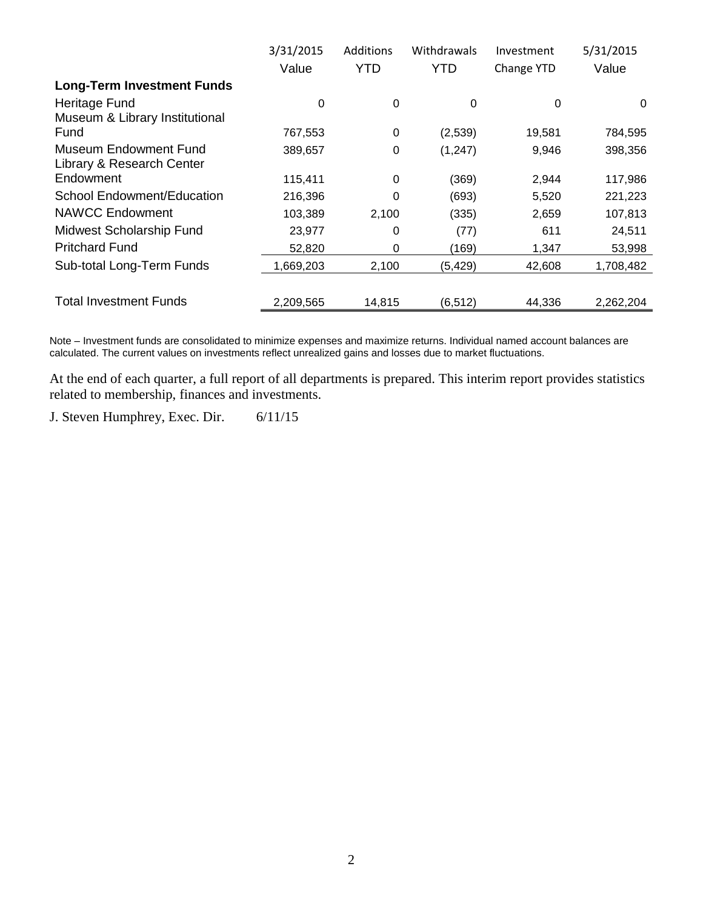| | 3/31/2015 Value | Additions YTD | Withdrawals YTD | Investment Change YTD | 5/31/2015 Value |
|---|---|---|---|---|---|
| **Long-Term Investment Funds** | | | | | |
| Heritage Fund | 0 | 0 | 0 | 0 | 0 |
| Museum & Library Institutional Fund | 767,553 | 0 | (2,539) | 19,581 | 784,595 |
| Museum Endowment Fund | 389,657 | 0 | (1,247) | 9,946 | 398,356 |
| Library & Research Center Endowment | 115,411 | 0 | (369) | 2,944 | 117,986 |
| School Endowment/Education | 216,396 | 0 | (693) | 5,520 | 221,223 |
| NAWCC Endowment | 103,389 | 2,100 | (335) | 2,659 | 107,813 |
| Midwest Scholarship Fund | 23,977 | 0 | (77) | 611 | 24,511 |
| Pritchard Fund | 52,820 | 0 | (169) | 1,347 | 53,998 |
| Sub-total Long-Term Funds | 1,669,203 | 2,100 | (5,429) | 42,608 | 1,708,482 |
| | | | | | |
| Total Investment Funds | 2,209,565 | 14,815 | (6,512) | 44,336 | 2,262,204 |

Note – Investment funds are consolidated to minimize expenses and maximize returns. Individual named account balances are calculated. The current values on investments reflect unrealized gains and losses due to market fluctuations.

At the end of each quarter, a full report of all departments is prepared. This interim report provides statistics related to membership, finances and investments.

J. Steven Humphrey, Exec. Dir. 6/11/15